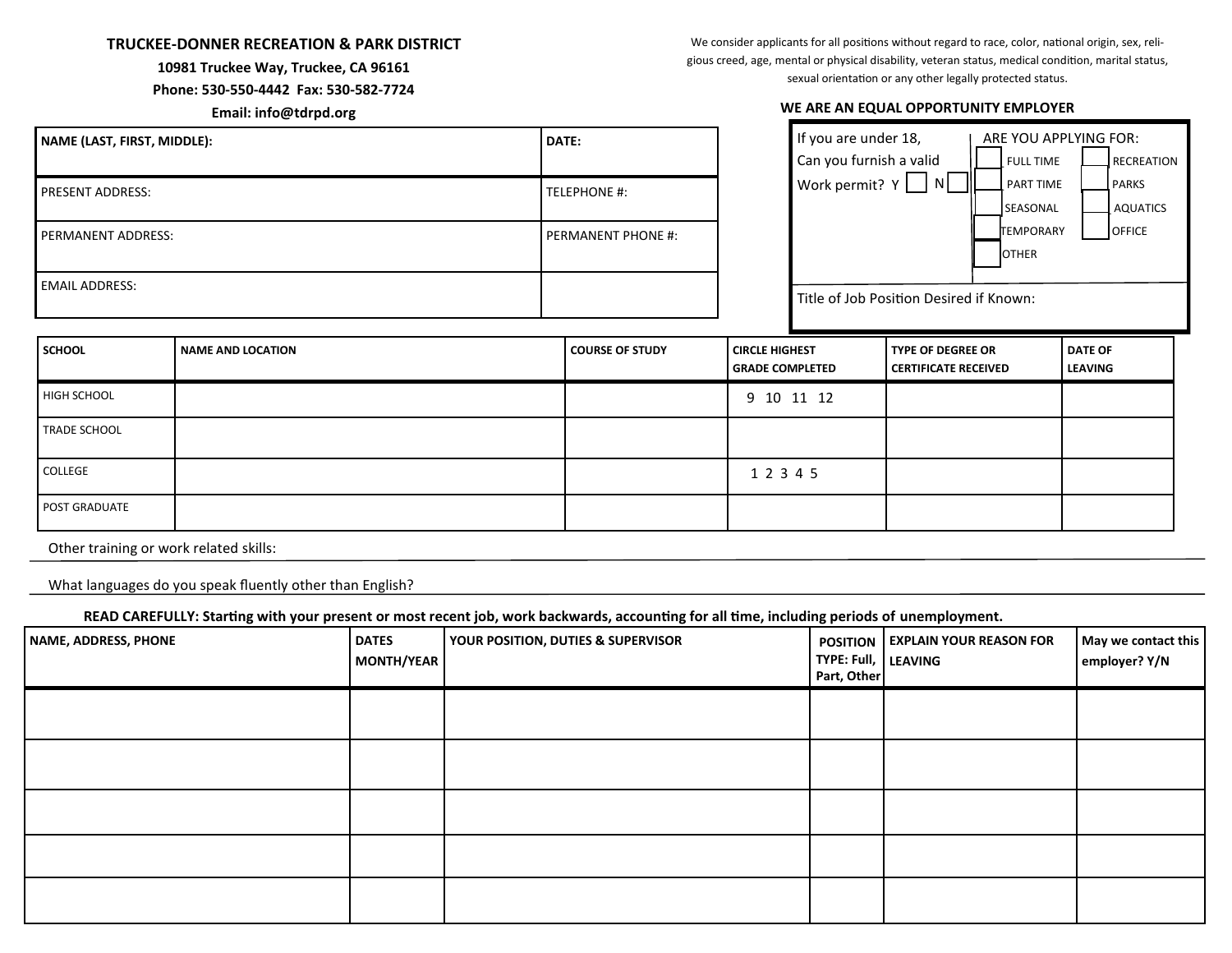**TRUCKEE-DONNER RECREATION & PARK DISTRICT**

**10981 Truckee Way, Truckee, CA 96161**

**Phone: 530-550-4442 Fax: 530-582-7724**

**Email: info@tdrpd.org**

We consider applicants for all positions without regard to race, color, national origin, sex, religious creed, age, mental or physical disability, veteran status, medical condition, marital status, sexual orientation or any other legally protected status.

**WE ARE AN EQUAL OPPORTUNITY EMPLOYER**

| **NAME (LAST, FIRST, MIDDLE):** | **DATE:** |
|---|---|
| PRESENT ADDRESS: | TELEPHONE #: |
| PERMANENT ADDRESS: | PERMANENT PHONE #: |
| EMAIL ADDRESS: | |

If you are under 18, Can you furnish a valid Work permit? Y ☐ N ☐

ARE YOU APPLYING FOR:

- ☐ FULL TIME
- ☐ PART TIME
- ☐ SEASONAL
- ☐ TEMPORARY
- ☐ OTHER

- ☐ RECREATION
- ☐ PARKS
- ☐ AQUATICS
- ☐ OFFICE

Title of Job Position Desired if Known:

| **SCHOOL** | **NAME AND LOCATION** | **COURSE OF STUDY** | **CIRCLE HIGHEST GRADE COMPLETED** | **TYPE OF DEGREE OR CERTIFICATE RECEIVED** | **DATE OF LEAVING** |
|---|---|---|---|---|---|
| HIGH SCHOOL | | | 9 10 11 12 | | |
| TRADE SCHOOL | | | | | |
| COLLEGE | | | 1 2 3 4 5 | | |
| POST GRADUATE | | | | | |

Other training or work related skills:

What languages do you speak fluently other than English?

**READ CAREFULLY: Starting with your present or most recent job, work backwards, accounting for all time, including periods of unemployment.**

| **NAME, ADDRESS, PHONE** | **DATES MONTH/YEAR** | **YOUR POSITION, DUTIES & SUPERVISOR** | **POSITION TYPE: Full, Part, Other** | **EXPLAIN YOUR REASON FOR LEAVING** | **May we contact this employer? Y/N** |
|---|---|---|---|---|---|
| | | | | | |
| | | | | | |
| | | | | | |
| | | | | | |
| | | | | | |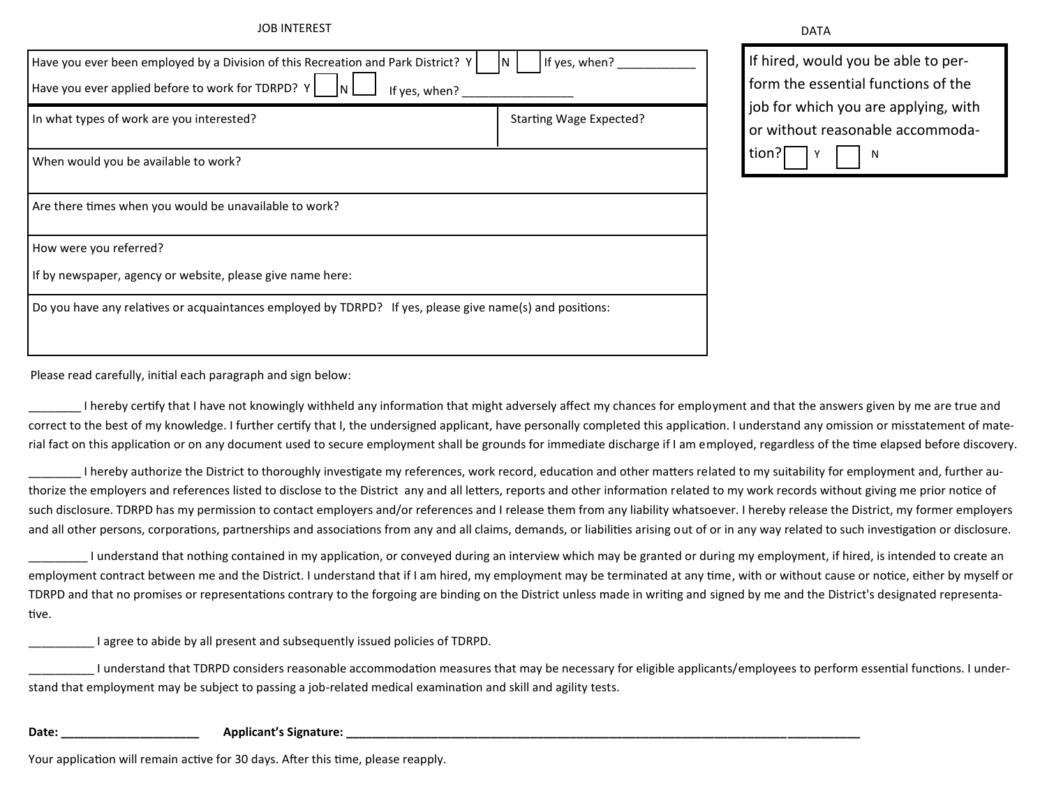## JOB INTEREST

| | |
|---|---|
| Have you ever been employed by a Division of this Recreation and Park District? Y ☐ N ☐ If yes, when? ____________<br>Have you ever applied before to work for TDRPD? Y ☐ N ☐ If yes, when? _________________ | |
| In what types of work are you interested? | Starting Wage Expected? |
| When would you be available to work? | |
| Are there times when you would be unavailable to work? | |
| How were you referred?<br>If by newspaper, agency or website, please give name here: | |
| Do you have any relatives or acquaintances employed by TDRPD? If yes, please give name(s) and positions: | |

## DATA

If hired, would you be able to perform the essential functions of the job for which you are applying, with or without reasonable accommodation? ☐ Y ☐ N

Please read carefully, initial each paragraph and sign below:

________ I hereby certify that I have not knowingly withheld any information that might adversely affect my chances for employment and that the answers given by me are true and correct to the best of my knowledge. I further certify that I, the undersigned applicant, have personally completed this application. I understand any omission or misstatement of material fact on this application or on any document used to secure employment shall be grounds for immediate discharge if I am employed, regardless of the time elapsed before discovery.

________ I hereby authorize the District to thoroughly investigate my references, work record, education and other matters related to my suitability for employment and, further authorize the employers and references listed to disclose to the District any and all letters, reports and other information related to my work records without giving me prior notice of such disclosure. TDRPD has my permission to contact employers and/or references and I release them from any liability whatsoever. I hereby release the District, my former employers and all other persons, corporations, partnerships and associations from any and all claims, demands, or liabilities arising out of or in any way related to such investigation or disclosure.

_________ I understand that nothing contained in my application, or conveyed during an interview which may be granted or during my employment, if hired, is intended to create an employment contract between me and the District. I understand that if I am hired, my employment may be terminated at any time, with or without cause or notice, either by myself or TDRPD and that no promises or representations contrary to the forgoing are binding on the District unless made in writing and signed by me and the District's designated representative.

__________ I agree to abide by all present and subsequently issued policies of TDRPD.

__________ I understand that TDRPD considers reasonable accommodation measures that may be necessary for eligible applicants/employees to perform essential functions. I understand that employment may be subject to passing a job-related medical examination and skill and agility tests.

**Date: _____________________ Applicant's Signature: ____________________________________________________________________________________**

Your application will remain active for 30 days. After this time, please reapply.